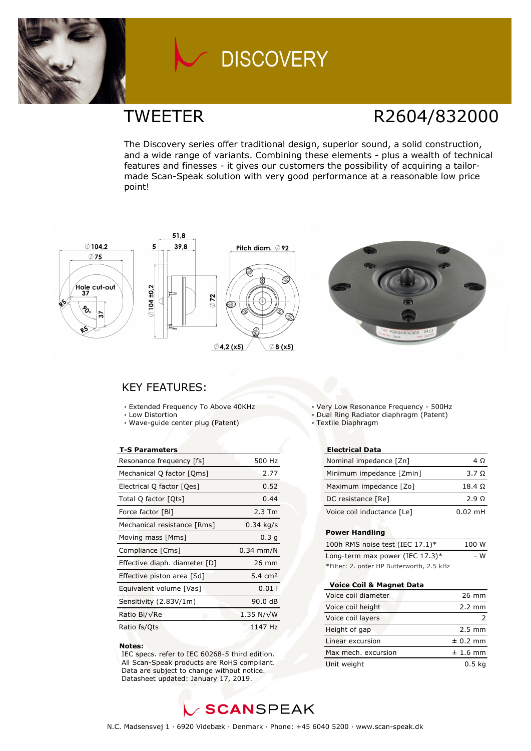# DISCOVERY

## TWEETER

## R2604/832000

The Discovery series offer traditional design, superior sound, a solid construction, and a wide range of variants. Combining these elements - plus a wealth of technical features and finesses - it gives our customers the possibility of acquiring a tailor-made Scan-Speak solution with very good performance at a reasonable low price point!

### KEY FEATURES:

- Extended Frequency To Above 40KHz
- Low Distortion
- Wave-guide center plug (Patent)
- Very Low Resonance Frequency - 500Hz
- Dual Ring Radiator diaphragm (Patent)
- Textile Diaphragm

| T-S Parameters | |
|---|---|
| Resonance frequency [fs] | 500 Hz |
| Mechanical Q factor [Qms] | 2.77 |
| Electrical Q factor [Qes] | 0.52 |
| Total Q factor [Qts] | 0.44 |
| Force factor [Bl] | 2.3 Tm |
| Mechanical resistance [Rms] | 0.34 kg/s |
| Moving mass [Mms] | 0.3 g |
| Compliance [Cms] | 0.34 mm/N |
| Effective diaph. diameter [D] | 26 mm |
| Effective piston area [Sd] | 5.4 cm² |
| Equivalent volume [Vas] | 0.01 l |
| Sensitivity (2.83V/1m) | 90.0 dB |
| Ratio Bl/√Re | 1.35 N/√W |
| Ratio fs/Qts | 1147 Hz |

**Notes:**
IEC specs. refer to IEC 60268-5 third edition.
All Scan-Speak products are RoHS compliant.
Data are subject to change without notice.
Datasheet updated: January 17, 2019.

| Electrical Data | |
|---|---|
| Nominal impedance [Zn] | 4 Ω |
| Minimum impedance [Zmin] | 3.7 Ω |
| Maximum impedance [Zo] | 18.4 Ω |
| DC resistance [Re] | 2.9 Ω |
| Voice coil inductance [Le] | 0.02 mH |

| Power Handling | |
|---|---|
| 100h RMS noise test (IEC 17.1)* | 100 W |
| Long-term max power (IEC 17.3)* | - W |

*Filter: 2. order HP Butterworth, 2.5 kHz

| Voice Coil & Magnet Data | |
|---|---|
| Voice coil diameter | 26 mm |
| Voice coil height | 2.2 mm |
| Voice coil layers | 2 |
| Height of gap | 2.5 mm |
| Linear excursion | ± 0.2 mm |
| Max mech. excursion | ± 1.6 mm |
| Unit weight | 0.5 kg |

SCANSPEAK

N.C. Madsensvej 1 · 6920 Videbæk · Denmark · Phone: +45 6040 5200 · www.scan-speak.dk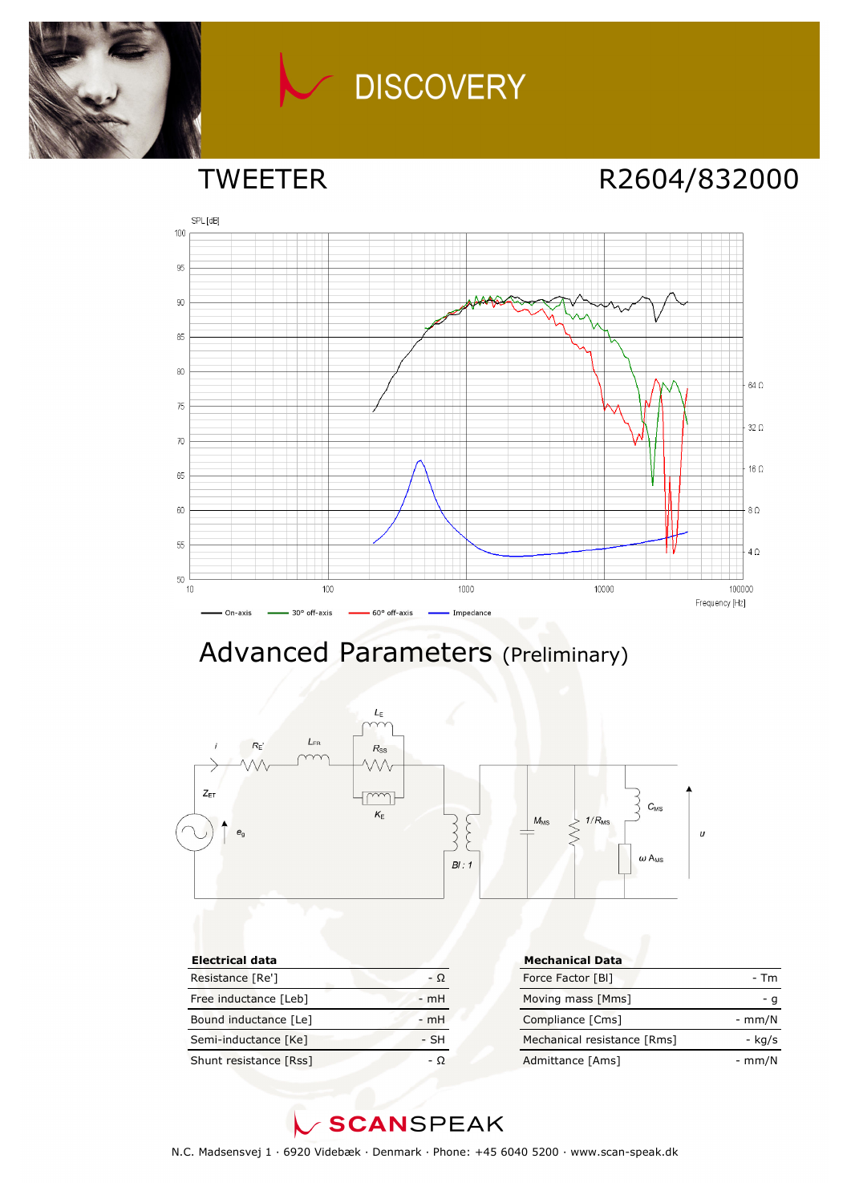DISCOVERY

# TWEETER

# R2604/832000

SPL [dB]

100
95
90
85
80
75
70
65
60
55
50

64 Ω
32 Ω
16 Ω
8 Ω
4 Ω

10
100
1000
10000
100000

Frequency [Hz]

On-axis
30° off-axis
60° off-axis
Impedance

## Advanced Parameters (Preliminary)

$i$
$R_{E'}$
$L_{EB}$
$L_E$
$R_{SS}$
$K_E$
$Z_{ET}$
$e_g$
$Bl : 1$
$M_{MS}$
$1/R_{MS}$
$C_{MS}$
$\omega A_{MS}$
$u$

| Electrical data | |
|---|---|
| Resistance [Re'] | - Ω |
| Free inductance [Leb] | - mH |
| Bound inductance [Le] | - mH |
| Semi-inductance [Ke] | - SH |
| Shunt resistance [Rss] | - Ω |

| Mechanical Data | |
|---|---|
| Force Factor [Bl] | - Tm |
| Moving mass [Mms] | - g |
| Compliance [Cms] | - mm/N |
| Mechanical resistance [Rms] | - kg/s |
| Admittance [Ams] | - mm/N |

SCANSPEAK

N.C. Madsensvej 1 · 6920 Videbæk · Denmark · Phone: +45 6040 5200 · www.scan-speak.dk